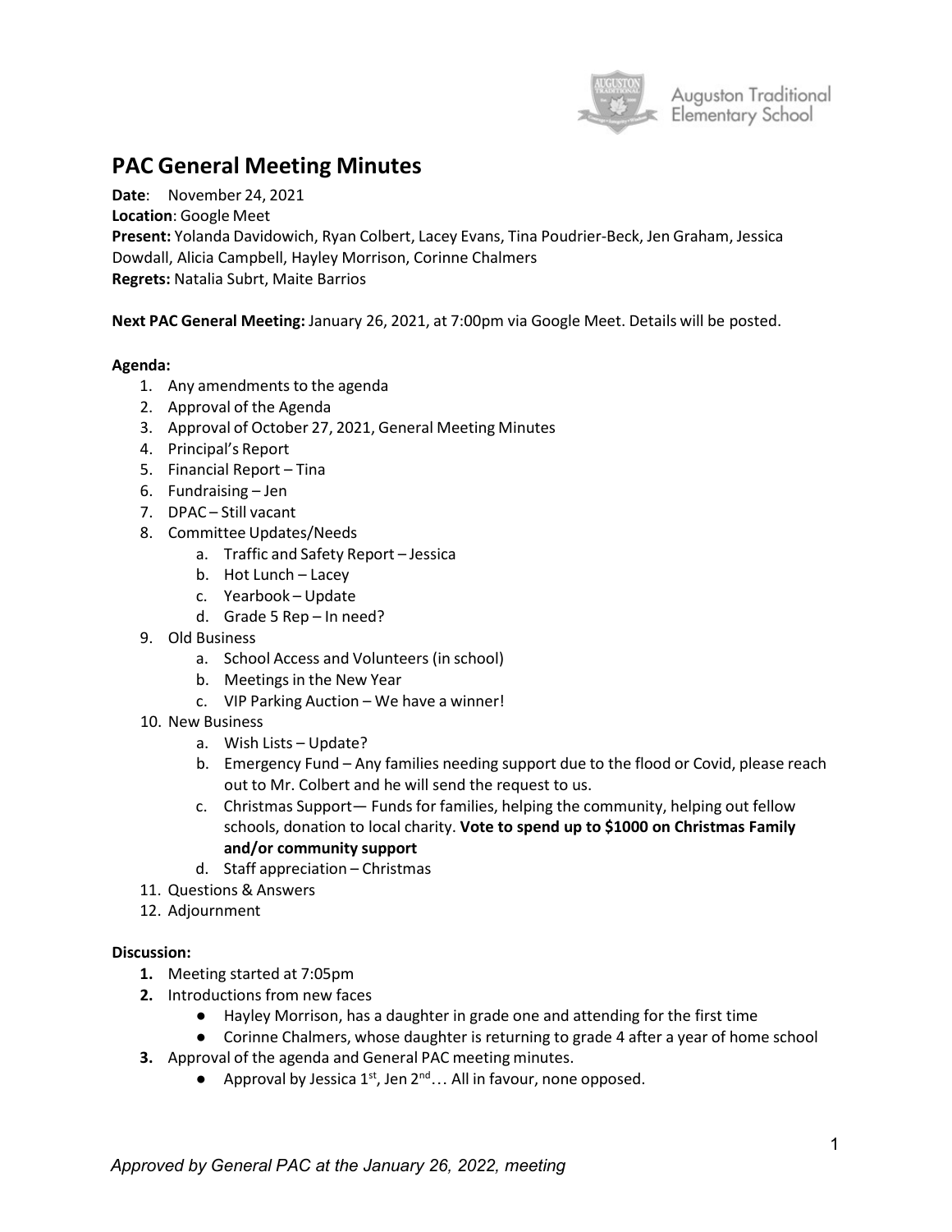Auguston Traditional Elementary School

# PAC General Meeting Minutes

**Date**: November 24, 2021
**Location**: Google Meet
**Present:** Yolanda Davidowich, Ryan Colbert, Lacey Evans, Tina Poudrier-Beck, Jen Graham, Jessica Dowdall, Alicia Campbell, Hayley Morrison, Corinne Chalmers
**Regrets:** Natalia Subrt, Maite Barrios

**Next PAC General Meeting:** January 26, 2021, at 7:00pm via Google Meet. Details will be posted.

**Agenda:**

1. Any amendments to the agenda
2. Approval of the Agenda
3. Approval of October 27, 2021, General Meeting Minutes
4. Principal's Report
5. Financial Report – Tina
6. Fundraising – Jen
7. DPAC – Still vacant
8. Committee Updates/Needs
   a. Traffic and Safety Report – Jessica
   b. Hot Lunch – Lacey
   c. Yearbook – Update
   d. Grade 5 Rep – In need?
9. Old Business
   a. School Access and Volunteers (in school)
   b. Meetings in the New Year
   c. VIP Parking Auction – We have a winner!
10. New Business
    a. Wish Lists – Update?
    b. Emergency Fund – Any families needing support due to the flood or Covid, please reach out to Mr. Colbert and he will send the request to us.
    c. Christmas Support— Funds for families, helping the community, helping out fellow schools, donation to local charity. **Vote to spend up to $1000 on Christmas Family and/or community support**
    d. Staff appreciation – Christmas
11. Questions & Answers
12. Adjournment

**Discussion:**

1. Meeting started at 7:05pm
2. Introductions from new faces
   - Hayley Morrison, has a daughter in grade one and attending for the first time
   - Corinne Chalmers, whose daughter is returning to grade 4 after a year of home school
3. Approval of the agenda and General PAC meeting minutes.
   - Approval by Jessica 1st, Jen 2nd… All in favour, none opposed.

*Approved by General PAC at the January 26, 2022, meeting*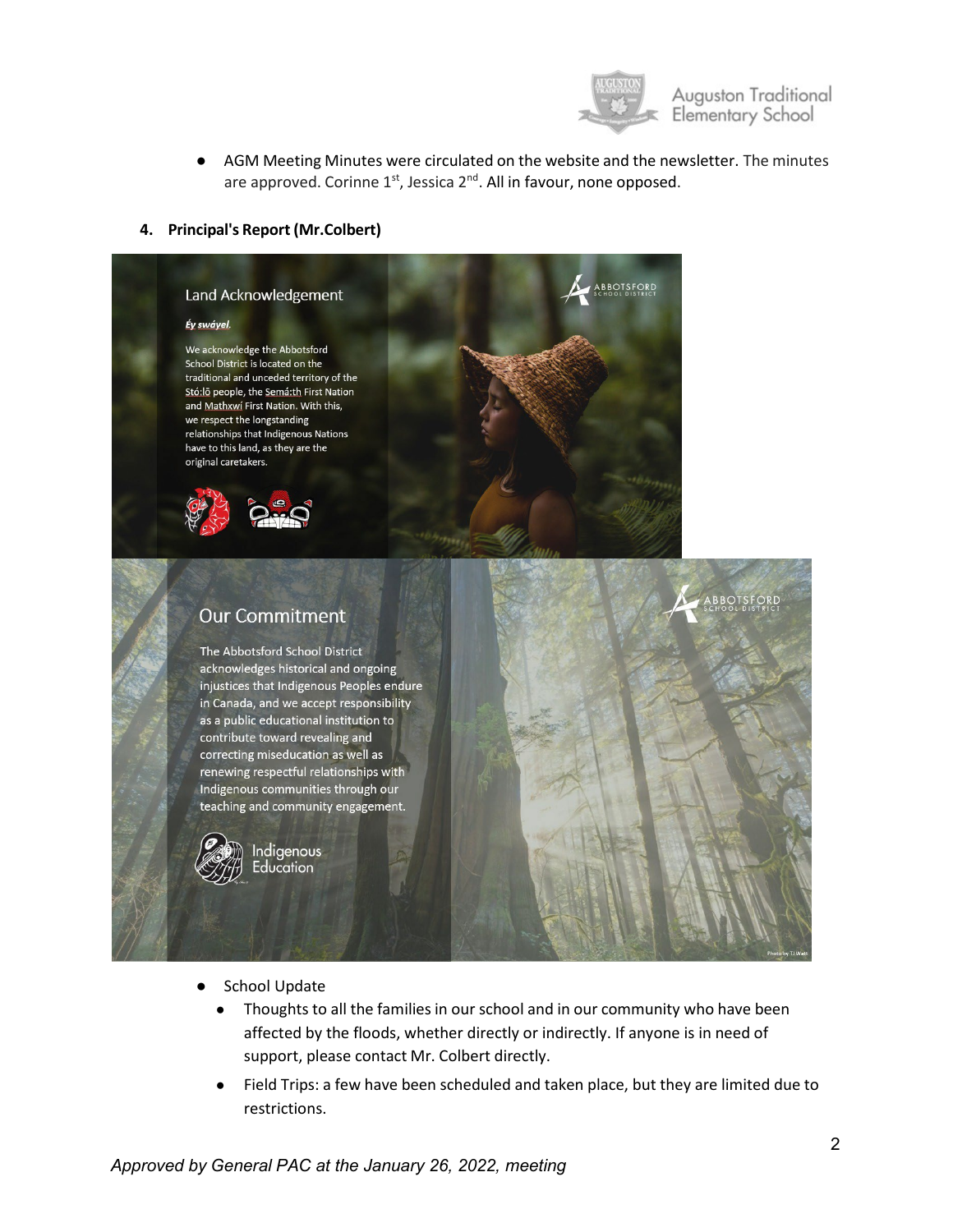- AGM Meeting Minutes were circulated on the website and the newsletter. The minutes are approved. Corinne 1st, Jessica 2nd. All in favour, none opposed.

**4. Principal's Report (Mr.Colbert)**

Land Acknowledgement

*Éy swáyel.*

We acknowledge the Abbotsford School District is located on the traditional and unceded territory of the Stó:lō people, the Semá:th First Nation and Mathxwí First Nation. With this, we respect the longstanding relationships that Indigenous Nations have to this land, as they are the original caretakers.

Our Commitment

The Abbotsford School District acknowledges historical and ongoing injustices that Indigenous Peoples endure in Canada, and we accept responsibility as a public educational institution to contribute toward revealing and correcting miseducation as well as renewing respectful relationships with Indigenous communities through our teaching and community engagement.

Indigenous Education

- School Update
  - Thoughts to all the families in our school and in our community who have been affected by the floods, whether directly or indirectly. If anyone is in need of support, please contact Mr. Colbert directly.
  - Field Trips: a few have been scheduled and taken place, but they are limited due to restrictions.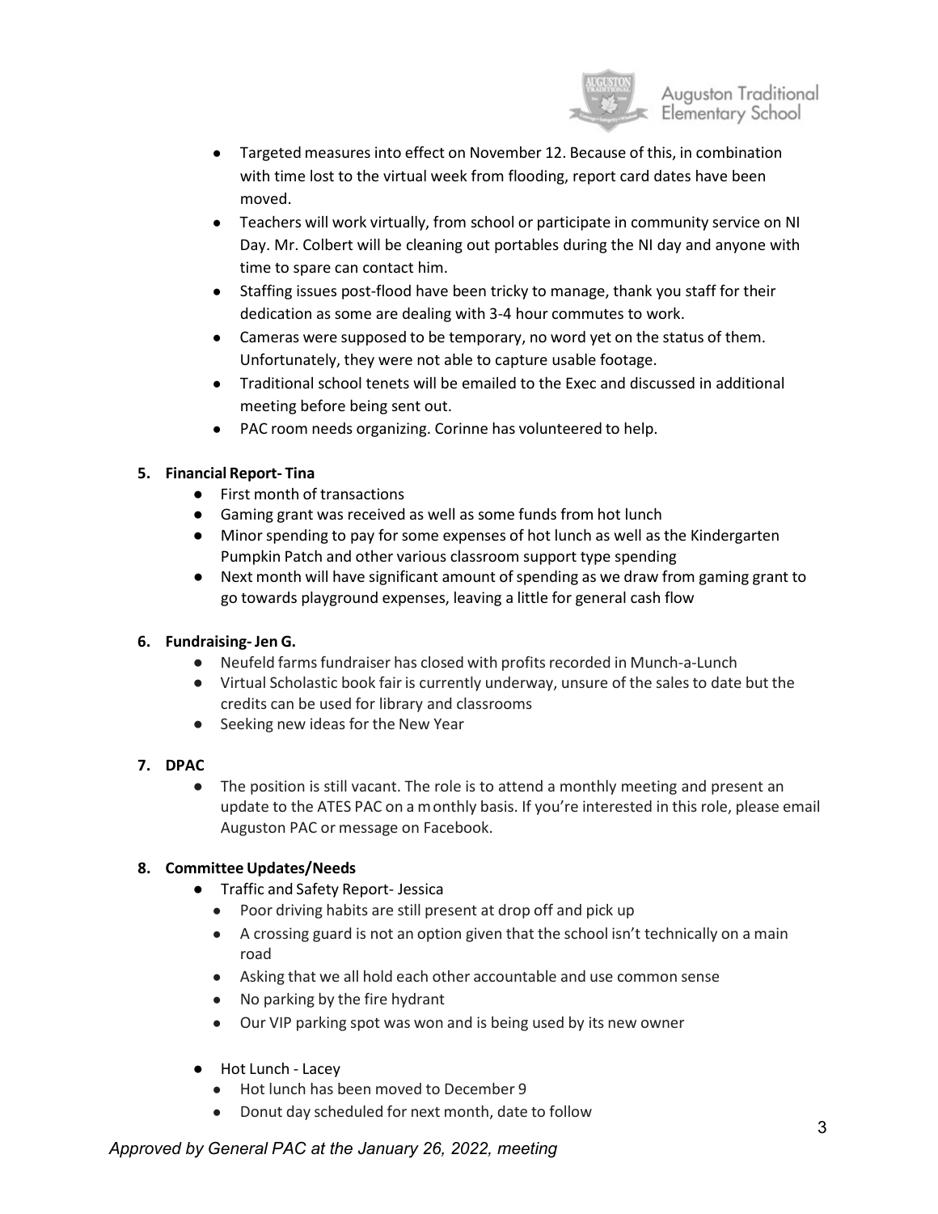- Targeted measures into effect on November 12. Because of this, in combination with time lost to the virtual week from flooding, report card dates have been moved.
- Teachers will work virtually, from school or participate in community service on NI Day. Mr. Colbert will be cleaning out portables during the NI day and anyone with time to spare can contact him.
- Staffing issues post-flood have been tricky to manage, thank you staff for their dedication as some are dealing with 3-4 hour commutes to work.
- Cameras were supposed to be temporary, no word yet on the status of them. Unfortunately, they were not able to capture usable footage.
- Traditional school tenets will be emailed to the Exec and discussed in additional meeting before being sent out.
- PAC room needs organizing. Corinne has volunteered to help.

**5. Financial Report- Tina**

- First month of transactions
- Gaming grant was received as well as some funds from hot lunch
- Minor spending to pay for some expenses of hot lunch as well as the Kindergarten Pumpkin Patch and other various classroom support type spending
- Next month will have significant amount of spending as we draw from gaming grant to go towards playground expenses, leaving a little for general cash flow

**6. Fundraising- Jen G.**

- Neufeld farms fundraiser has closed with profits recorded in Munch-a-Lunch
- Virtual Scholastic book fair is currently underway, unsure of the sales to date but the credits can be used for library and classrooms
- Seeking new ideas for the New Year

**7. DPAC**

- The position is still vacant. The role is to attend a monthly meeting and present an update to the ATES PAC on a monthly basis. If you're interested in this role, please email Auguston PAC or message on Facebook.

**8. Committee Updates/Needs**

- Traffic and Safety Report- Jessica
  - Poor driving habits are still present at drop off and pick up
  - A crossing guard is not an option given that the school isn't technically on a main road
  - Asking that we all hold each other accountable and use common sense
  - No parking by the fire hydrant
  - Our VIP parking spot was won and is being used by its new owner

- Hot Lunch - Lacey
  - Hot lunch has been moved to December 9
  - Donut day scheduled for next month, date to follow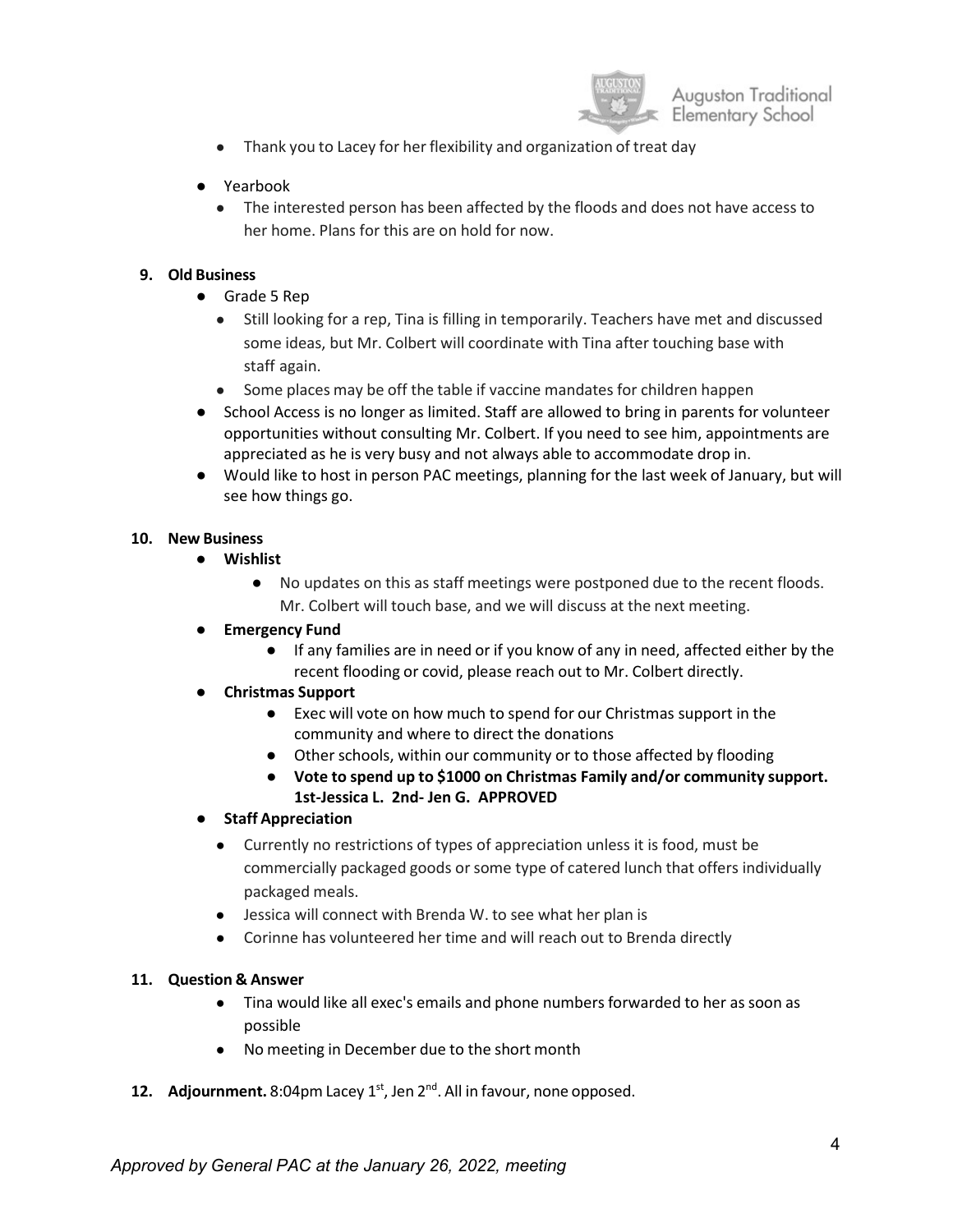- Thank you to Lacey for her flexibility and organization of treat day

- Yearbook
  - The interested person has been affected by the floods and does not have access to her home. Plans for this are on hold for now.

**9. Old Business**

- Grade 5 Rep
  - Still looking for a rep, Tina is filling in temporarily. Teachers have met and discussed some ideas, but Mr. Colbert will coordinate with Tina after touching base with staff again.
  - Some places may be off the table if vaccine mandates for children happen
- School Access is no longer as limited. Staff are allowed to bring in parents for volunteer opportunities without consulting Mr. Colbert. If you need to see him, appointments are appreciated as he is very busy and not always able to accommodate drop in.
- Would like to host in person PAC meetings, planning for the last week of January, but will see how things go.

**10. New Business**

- **Wishlist**
  - No updates on this as staff meetings were postponed due to the recent floods. Mr. Colbert will touch base, and we will discuss at the next meeting.
- **Emergency Fund**
  - If any families are in need or if you know of any in need, affected either by the recent flooding or covid, please reach out to Mr. Colbert directly.
- **Christmas Support**
  - Exec will vote on how much to spend for our Christmas support in the community and where to direct the donations
  - Other schools, within our community or to those affected by flooding
  - **Vote to spend up to $1000 on Christmas Family and/or community support. 1st-Jessica L. 2nd- Jen G. APPROVED**
- **Staff Appreciation**
  - Currently no restrictions of types of appreciation unless it is food, must be commercially packaged goods or some type of catered lunch that offers individually packaged meals.
  - Jessica will connect with Brenda W. to see what her plan is
  - Corinne has volunteered her time and will reach out to Brenda directly

**11. Question & Answer**

- Tina would like all exec's emails and phone numbers forwarded to her as soon as possible
- No meeting in December due to the short month

**12. Adjournment.** 8:04pm Lacey 1st, Jen 2nd. All in favour, none opposed.

*Approved by General PAC at the January 26, 2022, meeting*